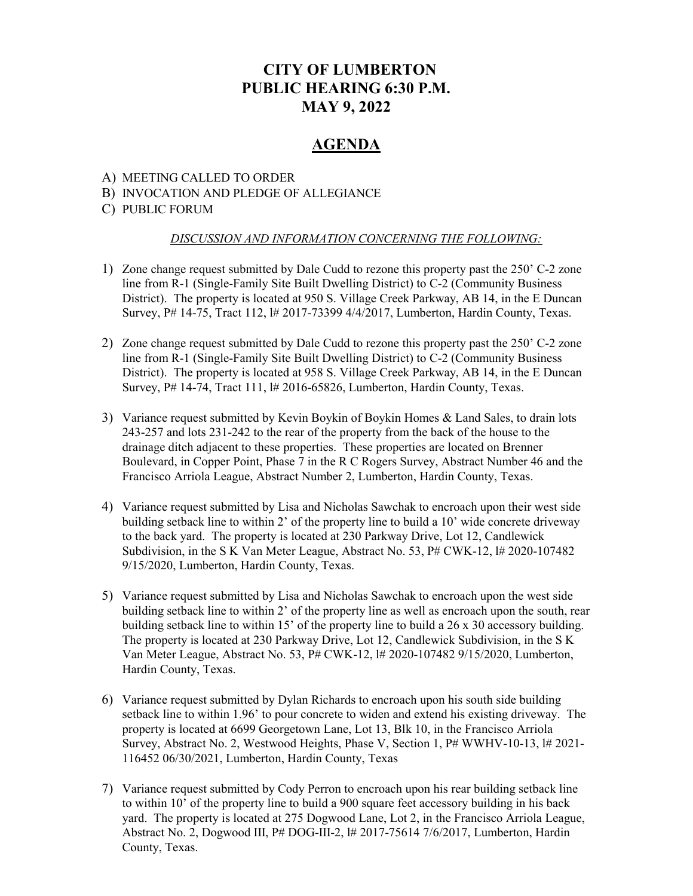# CITY OF LUMBERTON
# PUBLIC HEARING 6:30 P.M.
# MAY 9, 2022

## AGENDA

A) MEETING CALLED TO ORDER
B) INVOCATION AND PLEDGE OF ALLEGIANCE
C) PUBLIC FORUM

*DISCUSSION AND INFORMATION CONCERNING THE FOLLOWING:*

1) Zone change request submitted by Dale Cudd to rezone this property past the 250' C-2 zone line from R-1 (Single-Family Site Built Dwelling District) to C-2 (Community Business District). The property is located at 950 S. Village Creek Parkway, AB 14, in the E Duncan Survey, P# 14-75, Tract 112, l# 2017-73399 4/4/2017, Lumberton, Hardin County, Texas.

2) Zone change request submitted by Dale Cudd to rezone this property past the 250' C-2 zone line from R-1 (Single-Family Site Built Dwelling District) to C-2 (Community Business District). The property is located at 958 S. Village Creek Parkway, AB 14, in the E Duncan Survey, P# 14-74, Tract 111, l# 2016-65826, Lumberton, Hardin County, Texas.

3) Variance request submitted by Kevin Boykin of Boykin Homes & Land Sales, to drain lots 243-257 and lots 231-242 to the rear of the property from the back of the house to the drainage ditch adjacent to these properties. These properties are located on Brenner Boulevard, in Copper Point, Phase 7 in the R C Rogers Survey, Abstract Number 46 and the Francisco Arriola League, Abstract Number 2, Lumberton, Hardin County, Texas.

4) Variance request submitted by Lisa and Nicholas Sawchak to encroach upon their west side building setback line to within 2' of the property line to build a 10' wide concrete driveway to the back yard. The property is located at 230 Parkway Drive, Lot 12, Candlewick Subdivision, in the S K Van Meter League, Abstract No. 53, P# CWK-12, l# 2020-107482 9/15/2020, Lumberton, Hardin County, Texas.

5) Variance request submitted by Lisa and Nicholas Sawchak to encroach upon the west side building setback line to within 2' of the property line as well as encroach upon the south, rear building setback line to within 15' of the property line to build a 26 x 30 accessory building. The property is located at 230 Parkway Drive, Lot 12, Candlewick Subdivision, in the S K Van Meter League, Abstract No. 53, P# CWK-12, l# 2020-107482 9/15/2020, Lumberton, Hardin County, Texas.

6) Variance request submitted by Dylan Richards to encroach upon his south side building setback line to within 1.96' to pour concrete to widen and extend his existing driveway. The property is located at 6699 Georgetown Lane, Lot 13, Blk 10, in the Francisco Arriola Survey, Abstract No. 2, Westwood Heights, Phase V, Section 1, P# WWHV-10-13, l# 2021-116452 06/30/2021, Lumberton, Hardin County, Texas

7) Variance request submitted by Cody Perron to encroach upon his rear building setback line to within 10' of the property line to build a 900 square feet accessory building in his back yard. The property is located at 275 Dogwood Lane, Lot 2, in the Francisco Arriola League, Abstract No. 2, Dogwood III, P# DOG-III-2, l# 2017-75614 7/6/2017, Lumberton, Hardin County, Texas.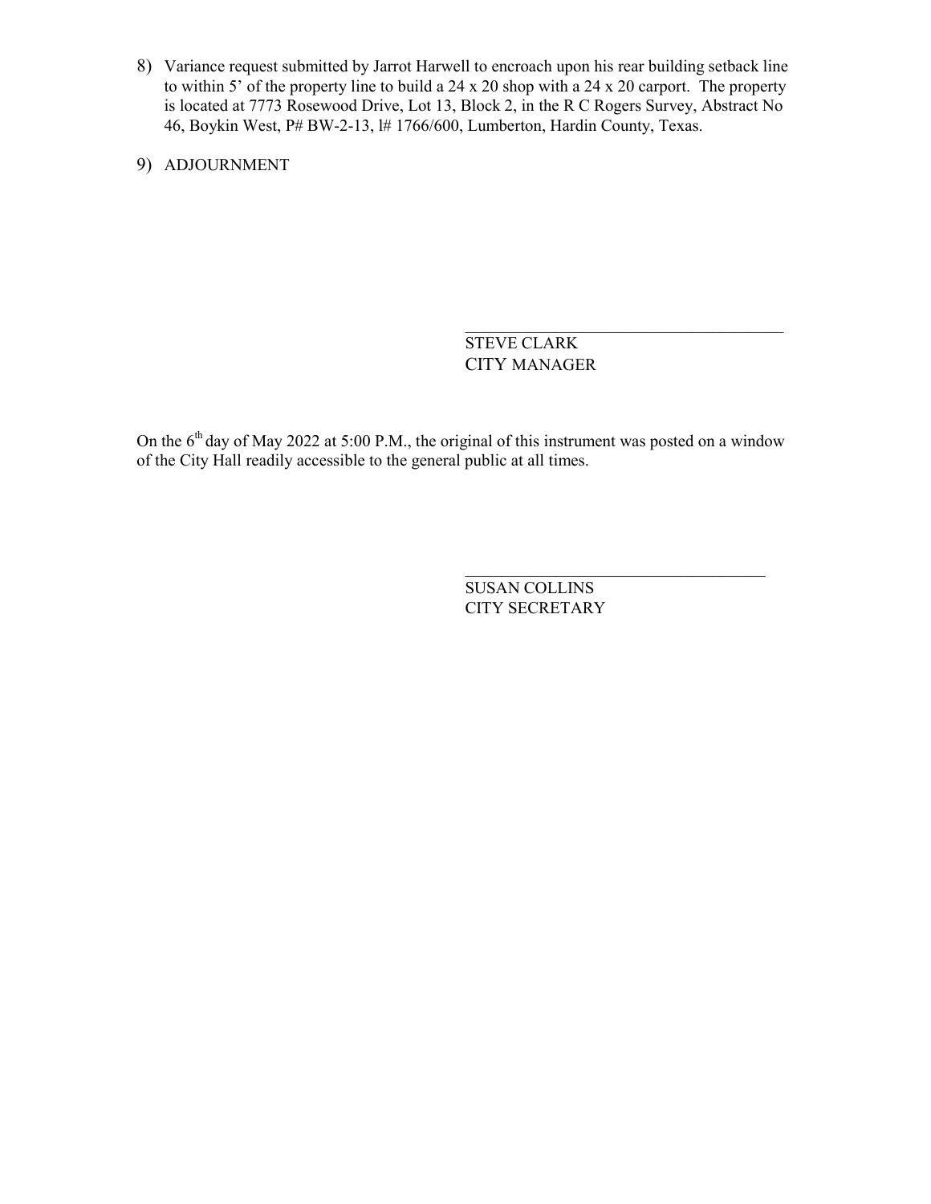8) Variance request submitted by Jarrot Harwell to encroach upon his rear building setback line to within 5' of the property line to build a 24 x 20 shop with a 24 x 20 carport. The property is located at 7773 Rosewood Drive, Lot 13, Block 2, in the R C Rogers Survey, Abstract No 46, Boykin West, P# BW-2-13, l# 1766/600, Lumberton, Hardin County, Texas.

9) ADJOURNMENT

\_\_\_\_\_\_\_\_\_\_\_\_\_\_\_\_\_\_\_\_\_\_\_\_\_\_\_\_\_\_\_\_\_\_\_\_\_\_

STEVE CLARK
CITY MANAGER

On the 6th day of May 2022 at 5:00 P.M., the original of this instrument was posted on a window of the City Hall readily accessible to the general public at all times.

\_\_\_\_\_\_\_\_\_\_\_\_\_\_\_\_\_\_\_\_\_\_\_\_\_\_\_\_\_\_\_\_\_\_\_\_\_\_

SUSAN COLLINS
CITY SECRETARY